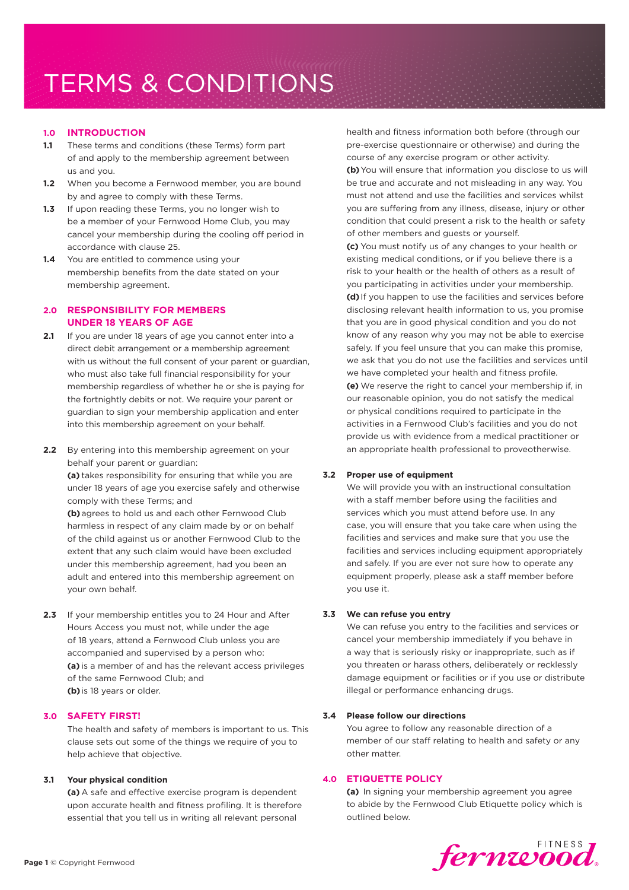# TERMS & CONDITIONS

## 1.0 INTRODUCTION

**1.1** These terms and conditions (these Terms) form part of and apply to the membership agreement between us and you.

**1.2** When you become a Fernwood member, you are bound by and agree to comply with these Terms.

**1.3** If upon reading these Terms, you no longer wish to be a member of your Fernwood Home Club, you may cancel your membership during the cooling off period in accordance with clause 25.

**1.4** You are entitled to commence using your membership benefits from the date stated on your membership agreement.

## 2.0 RESPONSIBILITY FOR MEMBERS UNDER 18 YEARS OF AGE

**2.1** If you are under 18 years of age you cannot enter into a direct debit arrangement or a membership agreement with us without the full consent of your parent or guardian, who must also take full financial responsibility for your membership regardless of whether he or she is paying for the fortnightly debits or not. We require your parent or guardian to sign your membership application and enter into this membership agreement on your behalf.

**2.2** By entering into this membership agreement on your behalf your parent or guardian:

**(a)** takes responsibility for ensuring that while you are under 18 years of age you exercise safely and otherwise comply with these Terms; and

**(b)** agrees to hold us and each other Fernwood Club harmless in respect of any claim made by or on behalf of the child against us or another Fernwood Club to the extent that any such claim would have been excluded under this membership agreement, had you been an adult and entered into this membership agreement on your own behalf.

**2.3** If your membership entitles you to 24 Hour and After Hours Access you must not, while under the age of 18 years, attend a Fernwood Club unless you are accompanied and supervised by a person who:

**(a)** is a member of and has the relevant access privileges of the same Fernwood Club; and

**(b)** is 18 years or older.

## 3.0 SAFETY FIRST!

The health and safety of members is important to us. This clause sets out some of the things we require of you to help achieve that objective.

### 3.1 Your physical condition

**(a)** A safe and effective exercise program is dependent upon accurate health and fitness profiling. It is therefore essential that you tell us in writing all relevant personal health and fitness information both before (through our pre-exercise questionnaire or otherwise) and during the course of any exercise program or other activity.

**(b)** You will ensure that information you disclose to us will be true and accurate and not misleading in any way. You must not attend and use the facilities and services whilst you are suffering from any illness, disease, injury or other condition that could present a risk to the health or safety of other members and guests or yourself.

**(c)** You must notify us of any changes to your health or existing medical conditions, or if you believe there is a risk to your health or the health of others as a result of you participating in activities under your membership.

**(d)** If you happen to use the facilities and services before disclosing relevant health information to us, you promise that you are in good physical condition and you do not know of any reason why you may not be able to exercise safely. If you feel unsure that you can make this promise, we ask that you do not use the facilities and services until we have completed your health and fitness profile.

**(e)** We reserve the right to cancel your membership if, in our reasonable opinion, you do not satisfy the medical or physical conditions required to participate in the activities in a Fernwood Club's facilities and you do not provide us with evidence from a medical practitioner or an appropriate health professional to proveotherwise.

### 3.2 Proper use of equipment

We will provide you with an instructional consultation with a staff member before using the facilities and services which you must attend before use. In any case, you will ensure that you take care when using the facilities and services and make sure that you use the facilities and services including equipment appropriately and safely. If you are ever not sure how to operate any equipment properly, please ask a staff member before you use it.

### 3.3 We can refuse you entry

We can refuse you entry to the facilities and services or cancel your membership immediately if you behave in a way that is seriously risky or inappropriate, such as if you threaten or harass others, deliberately or recklessly damage equipment or facilities or if you use or distribute illegal or performance enhancing drugs.

### 3.4 Please follow our directions

You agree to follow any reasonable direction of a member of our staff relating to health and safety or any other matter.

## 4.0 ETIQUETTE POLICY

**(a)** In signing your membership agreement you agree to abide by the Fernwood Club Etiquette policy which is outlined below.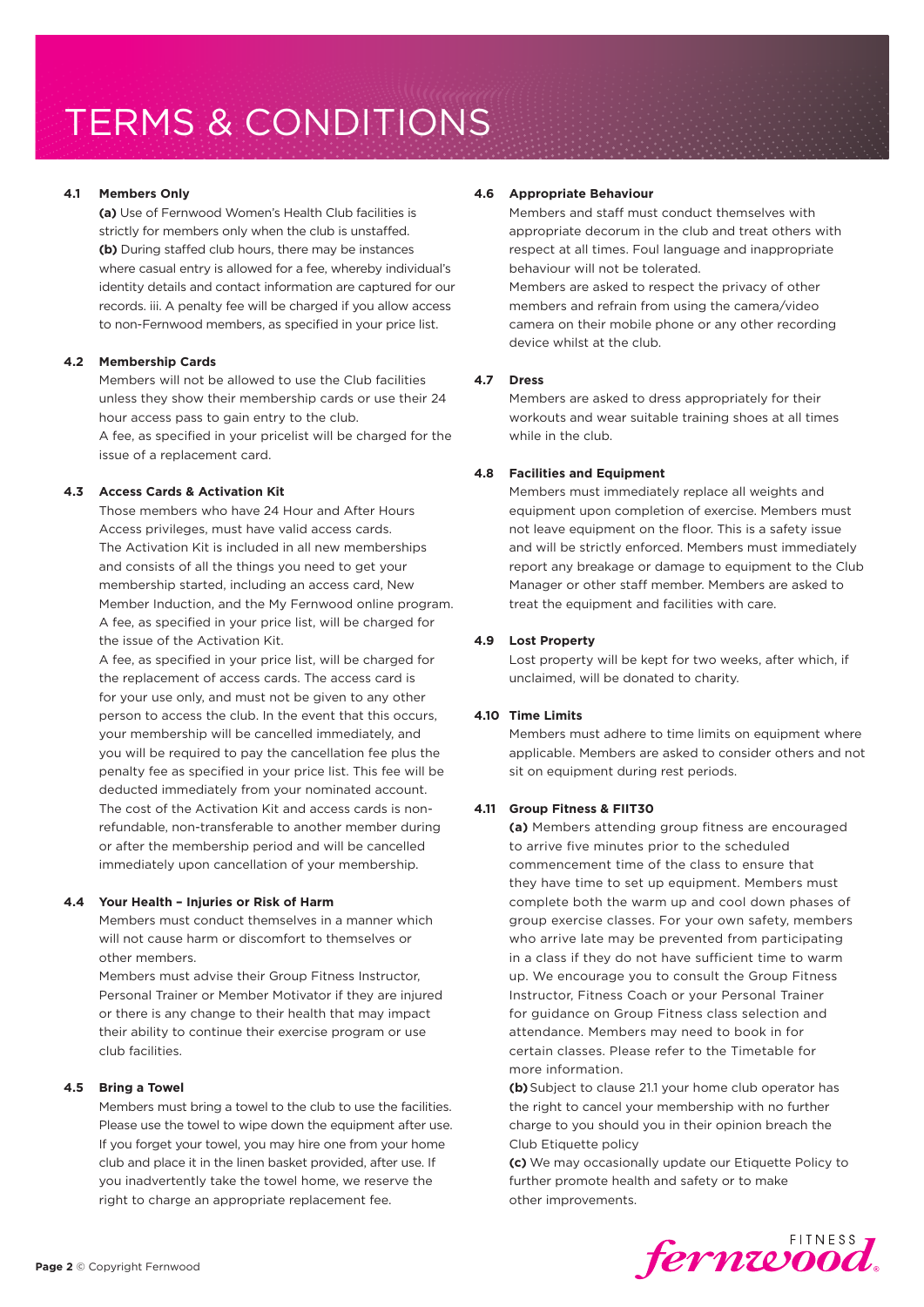# TERMS & CONDITIONS

**4.1 Members Only**

**(a)** Use of Fernwood Women's Health Club facilities is strictly for members only when the club is unstaffed.
**(b)** During staffed club hours, there may be instances where casual entry is allowed for a fee, whereby individual's identity details and contact information are captured for our records. iii. A penalty fee will be charged if you allow access to non-Fernwood members, as specified in your price list.

**4.2 Membership Cards**

Members will not be allowed to use the Club facilities unless they show their membership cards or use their 24 hour access pass to gain entry to the club.
A fee, as specified in your pricelist will be charged for the issue of a replacement card.

**4.3 Access Cards & Activation Kit**

Those members who have 24 Hour and After Hours Access privileges, must have valid access cards.
The Activation Kit is included in all new memberships and consists of all the things you need to get your membership started, including an access card, New Member Induction, and the My Fernwood online program. A fee, as specified in your price list, will be charged for the issue of the Activation Kit.
A fee, as specified in your price list, will be charged for the replacement of access cards. The access card is for your use only, and must not be given to any other person to access the club. In the event that this occurs, your membership will be cancelled immediately, and you will be required to pay the cancellation fee plus the penalty fee as specified in your price list. This fee will be deducted immediately from your nominated account. The cost of the Activation Kit and access cards is non-refundable, non-transferable to another member during or after the membership period and will be cancelled immediately upon cancellation of your membership.

**4.4 Your Health – Injuries or Risk of Harm**

Members must conduct themselves in a manner which will not cause harm or discomfort to themselves or other members.
Members must advise their Group Fitness Instructor, Personal Trainer or Member Motivator if they are injured or there is any change to their health that may impact their ability to continue their exercise program or use club facilities.

**4.5 Bring a Towel**

Members must bring a towel to the club to use the facilities. Please use the towel to wipe down the equipment after use. If you forget your towel, you may hire one from your home club and place it in the linen basket provided, after use. If you inadvertently take the towel home, we reserve the right to charge an appropriate replacement fee.

**4.6 Appropriate Behaviour**

Members and staff must conduct themselves with appropriate decorum in the club and treat others with respect at all times. Foul language and inappropriate behaviour will not be tolerated.
Members are asked to respect the privacy of other members and refrain from using the camera/video camera on their mobile phone or any other recording device whilst at the club.

**4.7 Dress**

Members are asked to dress appropriately for their workouts and wear suitable training shoes at all times while in the club.

**4.8 Facilities and Equipment**

Members must immediately replace all weights and equipment upon completion of exercise. Members must not leave equipment on the floor. This is a safety issue and will be strictly enforced. Members must immediately report any breakage or damage to equipment to the Club Manager or other staff member. Members are asked to treat the equipment and facilities with care.

**4.9 Lost Property**

Lost property will be kept for two weeks, after which, if unclaimed, will be donated to charity.

**4.10 Time Limits**

Members must adhere to time limits on equipment where applicable. Members are asked to consider others and not sit on equipment during rest periods.

**4.11 Group Fitness & FIIT30**

**(a)** Members attending group fitness are encouraged to arrive five minutes prior to the scheduled commencement time of the class to ensure that they have time to set up equipment. Members must complete both the warm up and cool down phases of group exercise classes. For your own safety, members who arrive late may be prevented from participating in a class if they do not have sufficient time to warm up. We encourage you to consult the Group Fitness Instructor, Fitness Coach or your Personal Trainer for guidance on Group Fitness class selection and attendance. Members may need to book in for certain classes. Please refer to the Timetable for more information.
**(b)** Subject to clause 21.1 your home club operator has the right to cancel your membership with no further charge to you should you in their opinion breach the Club Etiquette policy
**(c)** We may occasionally update our Etiquette Policy to further promote health and safety or to make other improvements.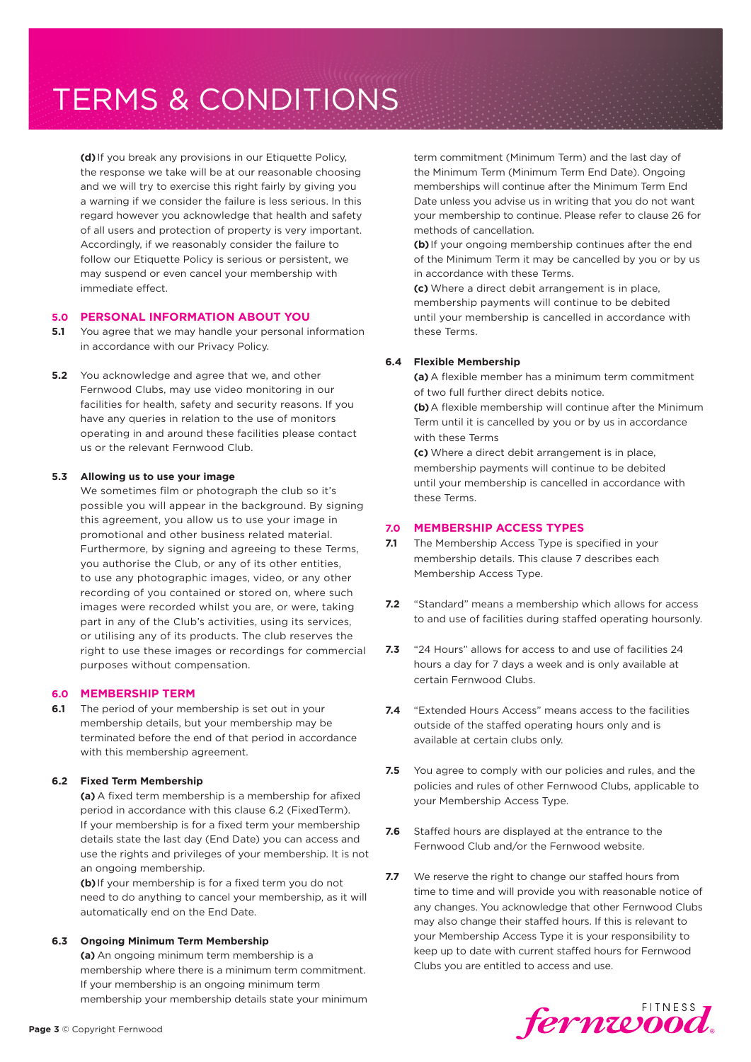# TERMS & CONDITIONS

**(d)** If you break any provisions in our Etiquette Policy, the response we take will be at our reasonable choosing and we will try to exercise this right fairly by giving you a warning if we consider the failure is less serious. In this regard however you acknowledge that health and safety of all users and protection of property is very important. Accordingly, if we reasonably consider the failure to follow our Etiquette Policy is serious or persistent, we may suspend or even cancel your membership with immediate effect.

## 5.0 PERSONAL INFORMATION ABOUT YOU

**5.1** You agree that we may handle your personal information in accordance with our Privacy Policy.

**5.2** You acknowledge and agree that we, and other Fernwood Clubs, may use video monitoring in our facilities for health, safety and security reasons. If you have any queries in relation to the use of monitors operating in and around these facilities please contact us or the relevant Fernwood Club.

**5.3 Allowing us to use your image**

We sometimes film or photograph the club so it's possible you will appear in the background. By signing this agreement, you allow us to use your image in promotional and other business related material. Furthermore, by signing and agreeing to these Terms, you authorise the Club, or any of its other entities, to use any photographic images, video, or any other recording of you contained or stored on, where such images were recorded whilst you are, or were, taking part in any of the Club's activities, using its services, or utilising any of its products. The club reserves the right to use these images or recordings for commercial purposes without compensation.

## 6.0 MEMBERSHIP TERM

**6.1** The period of your membership is set out in your membership details, but your membership may be terminated before the end of that period in accordance with this membership agreement.

**6.2 Fixed Term Membership**

**(a)** A fixed term membership is a membership for afixed period in accordance with this clause 6.2 (FixedTerm). If your membership is for a fixed term your membership details state the last day (End Date) you can access and use the rights and privileges of your membership. It is not an ongoing membership.

**(b)** If your membership is for a fixed term you do not need to do anything to cancel your membership, as it will automatically end on the End Date.

**6.3 Ongoing Minimum Term Membership**

**(a)** An ongoing minimum term membership is a membership where there is a minimum term commitment. If your membership is an ongoing minimum term membership your membership details state your minimum term commitment (Minimum Term) and the last day of the Minimum Term (Minimum Term End Date). Ongoing memberships will continue after the Minimum Term End Date unless you advise us in writing that you do not want your membership to continue. Please refer to clause 26 for methods of cancellation.

**(b)** If your ongoing membership continues after the end of the Minimum Term it may be cancelled by you or by us in accordance with these Terms.

**(c)** Where a direct debit arrangement is in place, membership payments will continue to be debited until your membership is cancelled in accordance with these Terms.

**6.4 Flexible Membership**

**(a)** A flexible member has a minimum term commitment of two full further direct debits notice.

**(b)** A flexible membership will continue after the Minimum Term until it is cancelled by you or by us in accordance with these Terms

**(c)** Where a direct debit arrangement is in place, membership payments will continue to be debited until your membership is cancelled in accordance with these Terms.

## 7.0 MEMBERSHIP ACCESS TYPES

**7.1** The Membership Access Type is specified in your membership details. This clause 7 describes each Membership Access Type.

**7.2** "Standard" means a membership which allows for access to and use of facilities during staffed operating hoursonly.

**7.3** "24 Hours" allows for access to and use of facilities 24 hours a day for 7 days a week and is only available at certain Fernwood Clubs.

**7.4** "Extended Hours Access" means access to the facilities outside of the staffed operating hours only and is available at certain clubs only.

**7.5** You agree to comply with our policies and rules, and the policies and rules of other Fernwood Clubs, applicable to your Membership Access Type.

**7.6** Staffed hours are displayed at the entrance to the Fernwood Club and/or the Fernwood website.

**7.7** We reserve the right to change our staffed hours from time to time and will provide you with reasonable notice of any changes. You acknowledge that other Fernwood Clubs may also change their staffed hours. If this is relevant to your Membership Access Type it is your responsibility to keep up to date with current staffed hours for Fernwood Clubs you are entitled to access and use.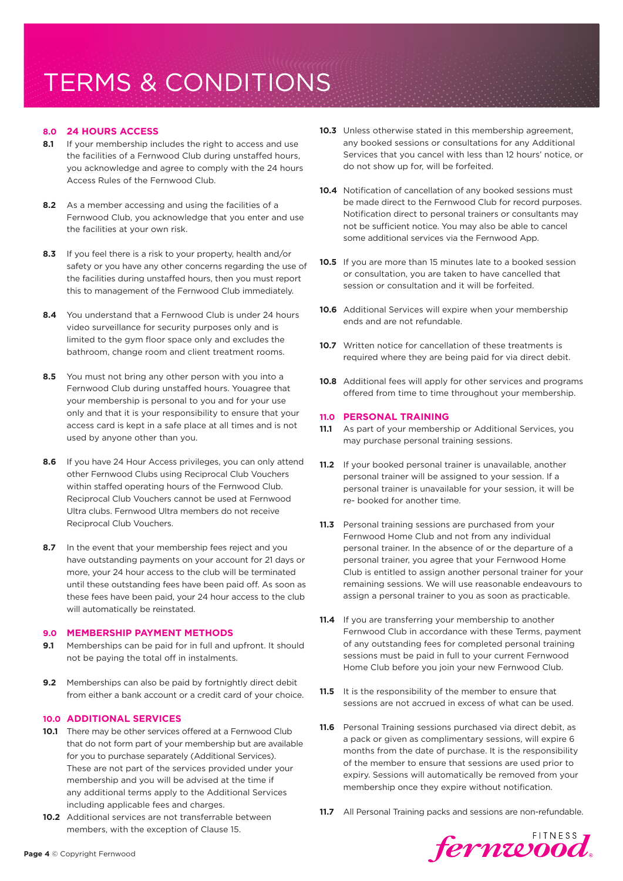# TERMS & CONDITIONS

### 8.0 24 HOURS ACCESS

**8.1** If your membership includes the right to access and use the facilities of a Fernwood Club during unstaffed hours, you acknowledge and agree to comply with the 24 hours Access Rules of the Fernwood Club.

**8.2** As a member accessing and using the facilities of a Fernwood Club, you acknowledge that you enter and use the facilities at your own risk.

**8.3** If you feel there is a risk to your property, health and/or safety or you have any other concerns regarding the use of the facilities during unstaffed hours, then you must report this to management of the Fernwood Club immediately.

**8.4** You understand that a Fernwood Club is under 24 hours video surveillance for security purposes only and is limited to the gym floor space only and excludes the bathroom, change room and client treatment rooms.

**8.5** You must not bring any other person with you into a Fernwood Club during unstaffed hours. Youagree that your membership is personal to you and for your use only and that it is your responsibility to ensure that your access card is kept in a safe place at all times and is not used by anyone other than you.

**8.6** If you have 24 Hour Access privileges, you can only attend other Fernwood Clubs using Reciprocal Club Vouchers within staffed operating hours of the Fernwood Club. Reciprocal Club Vouchers cannot be used at Fernwood Ultra clubs. Fernwood Ultra members do not receive Reciprocal Club Vouchers.

**8.7** In the event that your membership fees reject and you have outstanding payments on your account for 21 days or more, your 24 hour access to the club will be terminated until these outstanding fees have been paid off. As soon as these fees have been paid, your 24 hour access to the club will automatically be reinstated.

### 9.0 MEMBERSHIP PAYMENT METHODS

**9.1** Memberships can be paid for in full and upfront. It should not be paying the total off in instalments.

**9.2** Memberships can also be paid by fortnightly direct debit from either a bank account or a credit card of your choice.

### 10.0 ADDITIONAL SERVICES

**10.1** There may be other services offered at a Fernwood Club that do not form part of your membership but are available for you to purchase separately (Additional Services). These are not part of the services provided under your membership and you will be advised at the time if any additional terms apply to the Additional Services including applicable fees and charges.

**10.2** Additional services are not transferrable between members, with the exception of Clause 15.

**10.3** Unless otherwise stated in this membership agreement, any booked sessions or consultations for any Additional Services that you cancel with less than 12 hours' notice, or do not show up for, will be forfeited.

**10.4** Notification of cancellation of any booked sessions must be made direct to the Fernwood Club for record purposes. Notification direct to personal trainers or consultants may not be sufficient notice. You may also be able to cancel some additional services via the Fernwood App.

**10.5** If you are more than 15 minutes late to a booked session or consultation, you are taken to have cancelled that session or consultation and it will be forfeited.

**10.6** Additional Services will expire when your membership ends and are not refundable.

**10.7** Written notice for cancellation of these treatments is required where they are being paid for via direct debit.

**10.8** Additional fees will apply for other services and programs offered from time to time throughout your membership.

### 11.0 PERSONAL TRAINING

**11.1** As part of your membership or Additional Services, you may purchase personal training sessions.

**11.2** If your booked personal trainer is unavailable, another personal trainer will be assigned to your session. If a personal trainer is unavailable for your session, it will be re- booked for another time.

**11.3** Personal training sessions are purchased from your Fernwood Home Club and not from any individual personal trainer. In the absence of or the departure of a personal trainer, you agree that your Fernwood Home Club is entitled to assign another personal trainer for your remaining sessions. We will use reasonable endeavours to assign a personal trainer to you as soon as practicable.

**11.4** If you are transferring your membership to another Fernwood Club in accordance with these Terms, payment of any outstanding fees for completed personal training sessions must be paid in full to your current Fernwood Home Club before you join your new Fernwood Club.

**11.5** It is the responsibility of the member to ensure that sessions are not accrued in excess of what can be used.

**11.6** Personal Training sessions purchased via direct debit, as a pack or given as complimentary sessions, will expire 6 months from the date of purchase. It is the responsibility of the member to ensure that sessions are used prior to expiry. Sessions will automatically be removed from your membership once they expire without notification.

**11.7** All Personal Training packs and sessions are non-refundable.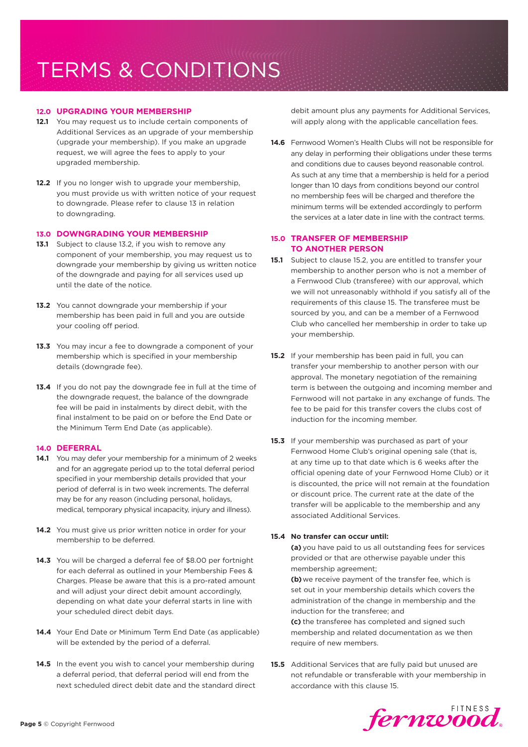# TERMS & CONDITIONS

## 12.0 UPGRADING YOUR MEMBERSHIP

**12.1** You may request us to include certain components of Additional Services as an upgrade of your membership (upgrade your membership). If you make an upgrade request, we will agree the fees to apply to your upgraded membership.

**12.2** If you no longer wish to upgrade your membership, you must provide us with written notice of your request to downgrade. Please refer to clause 13 in relation to downgrading.

## 13.0 DOWNGRADING YOUR MEMBERSHIP

**13.1** Subject to clause 13.2, if you wish to remove any component of your membership, you may request us to downgrade your membership by giving us written notice of the downgrade and paying for all services used up until the date of the notice.

**13.2** You cannot downgrade your membership if your membership has been paid in full and you are outside your cooling off period.

**13.3** You may incur a fee to downgrade a component of your membership which is specified in your membership details (downgrade fee).

**13.4** If you do not pay the downgrade fee in full at the time of the downgrade request, the balance of the downgrade fee will be paid in instalments by direct debit, with the final instalment to be paid on or before the End Date or the Minimum Term End Date (as applicable).

## 14.0 DEFERRAL

**14.1** You may defer your membership for a minimum of 2 weeks and for an aggregate period up to the total deferral period specified in your membership details provided that your period of deferral is in two week increments. The deferral may be for any reason (including personal, holidays, medical, temporary physical incapacity, injury and illness).

**14.2** You must give us prior written notice in order for your membership to be deferred.

**14.3** You will be charged a deferral fee of $8.00 per fortnight for each deferral as outlined in your Membership Fees & Charges. Please be aware that this is a pro-rated amount and will adjust your direct debit amount accordingly, depending on what date your deferral starts in line with your scheduled direct debit days.

**14.4** Your End Date or Minimum Term End Date (as applicable) will be extended by the period of a deferral.

**14.5** In the event you wish to cancel your membership during a deferral period, that deferral period will end from the next scheduled direct debit date and the standard direct debit amount plus any payments for Additional Services, will apply along with the applicable cancellation fees.

**14.6** Fernwood Women's Health Clubs will not be responsible for any delay in performing their obligations under these terms and conditions due to causes beyond reasonable control. As such at any time that a membership is held for a period longer than 10 days from conditions beyond our control no membership fees will be charged and therefore the minimum terms will be extended accordingly to perform the services at a later date in line with the contract terms.

## 15.0 TRANSFER OF MEMBERSHIP TO ANOTHER PERSON

**15.1** Subject to clause 15.2, you are entitled to transfer your membership to another person who is not a member of a Fernwood Club (transferee) with our approval, which we will not unreasonably withhold if you satisfy all of the requirements of this clause 15. The transferee must be sourced by you, and can be a member of a Fernwood Club who cancelled her membership in order to take up your membership.

**15.2** If your membership has been paid in full, you can transfer your membership to another person with our approval. The monetary negotiation of the remaining term is between the outgoing and incoming member and Fernwood will not partake in any exchange of funds. The fee to be paid for this transfer covers the clubs cost of induction for the incoming member.

**15.3** If your membership was purchased as part of your Fernwood Home Club's original opening sale (that is, at any time up to that date which is 6 weeks after the official opening date of your Fernwood Home Club) or it is discounted, the price will not remain at the foundation or discount price. The current rate at the date of the transfer will be applicable to the membership and any associated Additional Services.

**15.4 No transfer can occur until:**

**(a)** you have paid to us all outstanding fees for services provided or that are otherwise payable under this membership agreement;

**(b)** we receive payment of the transfer fee, which is set out in your membership details which covers the administration of the change in membership and the induction for the transferee; and

**(c)** the transferee has completed and signed such membership and related documentation as we then require of new members.

**15.5** Additional Services that are fully paid but unused are not refundable or transferable with your membership in accordance with this clause 15.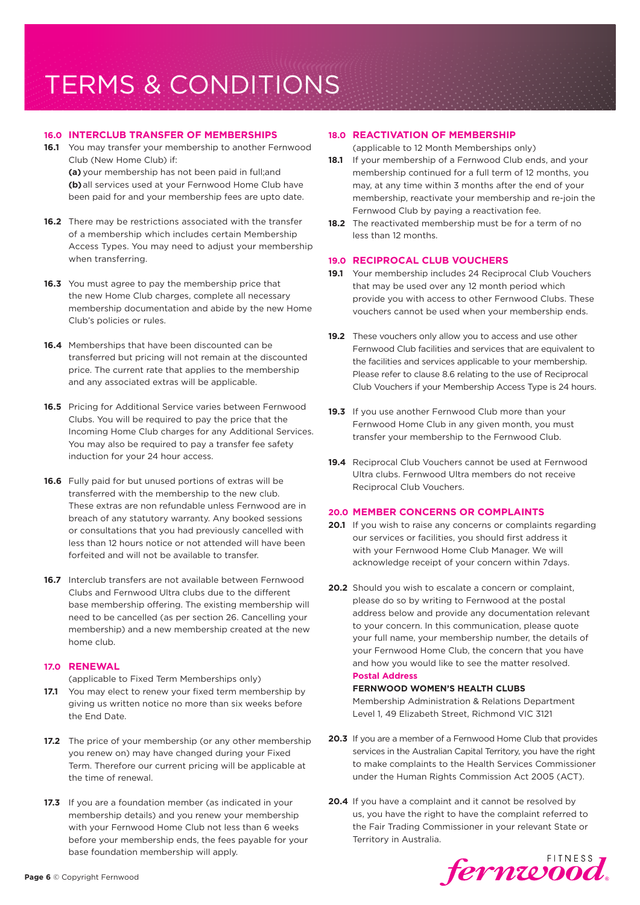# TERMS & CONDITIONS

## 16.0 INTERCLUB TRANSFER OF MEMBERSHIPS

**16.1** You may transfer your membership to another Fernwood Club (New Home Club) if:

**(a)** your membership has not been paid in full;and

**(b)** all services used at your Fernwood Home Club have been paid for and your membership fees are upto date.

**16.2** There may be restrictions associated with the transfer of a membership which includes certain Membership Access Types. You may need to adjust your membership when transferring.

**16.3** You must agree to pay the membership price that the new Home Club charges, complete all necessary membership documentation and abide by the new Home Club's policies or rules.

**16.4** Memberships that have been discounted can be transferred but pricing will not remain at the discounted price. The current rate that applies to the membership and any associated extras will be applicable.

**16.5** Pricing for Additional Service varies between Fernwood Clubs. You will be required to pay the price that the Incoming Home Club charges for any Additional Services. You may also be required to pay a transfer fee safety induction for your 24 hour access.

**16.6** Fully paid for but unused portions of extras will be transferred with the membership to the new club. These extras are non refundable unless Fernwood are in breach of any statutory warranty. Any booked sessions or consultations that you had previously cancelled with less than 12 hours notice or not attended will have been forfeited and will not be available to transfer.

**16.7** Interclub transfers are not available between Fernwood Clubs and Fernwood Ultra clubs due to the different base membership offering. The existing membership will need to be cancelled (as per section 26. Cancelling your membership) and a new membership created at the new home club.

## 17.0 RENEWAL

(applicable to Fixed Term Memberships only)

**17.1** You may elect to renew your fixed term membership by giving us written notice no more than six weeks before the End Date.

**17.2** The price of your membership (or any other membership you renew on) may have changed during your Fixed Term. Therefore our current pricing will be applicable at the time of renewal.

**17.3** If you are a foundation member (as indicated in your membership details) and you renew your membership with your Fernwood Home Club not less than 6 weeks before your membership ends, the fees payable for your base foundation membership will apply.

## 18.0 REACTIVATION OF MEMBERSHIP

(applicable to 12 Month Memberships only)

**18.1** If your membership of a Fernwood Club ends, and your membership continued for a full term of 12 months, you may, at any time within 3 months after the end of your membership, reactivate your membership and re-join the Fernwood Club by paying a reactivation fee.

**18.2** The reactivated membership must be for a term of no less than 12 months.

## 19.0 RECIPROCAL CLUB VOUCHERS

**19.1** Your membership includes 24 Reciprocal Club Vouchers that may be used over any 12 month period which provide you with access to other Fernwood Clubs. These vouchers cannot be used when your membership ends.

**19.2** These vouchers only allow you to access and use other Fernwood Club facilities and services that are equivalent to the facilities and services applicable to your membership. Please refer to clause 8.6 relating to the use of Reciprocal Club Vouchers if your Membership Access Type is 24 hours.

**19.3** If you use another Fernwood Club more than your Fernwood Home Club in any given month, you must transfer your membership to the Fernwood Club.

**19.4** Reciprocal Club Vouchers cannot be used at Fernwood Ultra clubs. Fernwood Ultra members do not receive Reciprocal Club Vouchers.

## 20.0 MEMBER CONCERNS OR COMPLAINTS

**20.1** If you wish to raise any concerns or complaints regarding our services or facilities, you should first address it with your Fernwood Home Club Manager. We will acknowledge receipt of your concern within 7days.

**20.2** Should you wish to escalate a concern or complaint, please do so by writing to Fernwood at the postal address below and provide any documentation relevant to your concern. In this communication, please quote your full name, your membership number, the details of your Fernwood Home Club, the concern that you have and how you would like to see the matter resolved.

**Postal Address**

**FERNWOOD WOMEN'S HEALTH CLUBS**
Membership Administration & Relations Department
Level 1, 49 Elizabeth Street, Richmond VIC 3121

**20.3** If you are a member of a Fernwood Home Club that provides services in the Australian Capital Territory, you have the right to make complaints to the Health Services Commissioner under the Human Rights Commission Act 2005 (ACT).

**20.4** If you have a complaint and it cannot be resolved by us, you have the right to have the complaint referred to the Fair Trading Commissioner in your relevant State or Territory in Australia.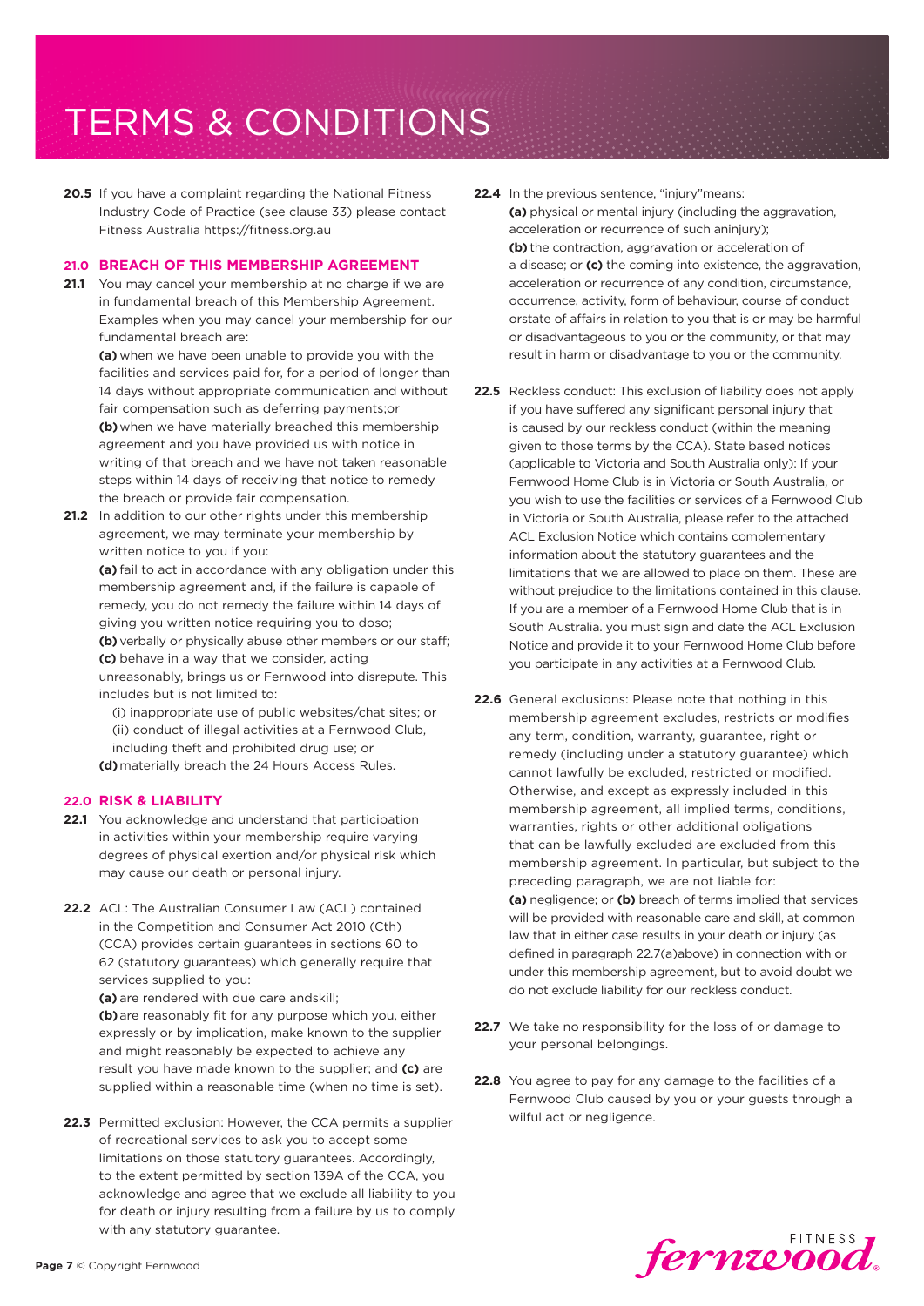# TERMS & CONDITIONS

**20.5** If you have a complaint regarding the National Fitness Industry Code of Practice (see clause 33) please contact Fitness Australia https://fitness.org.au

## 21.0 BREACH OF THIS MEMBERSHIP AGREEMENT

**21.1** You may cancel your membership at no charge if we are in fundamental breach of this Membership Agreement. Examples when you may cancel your membership for our fundamental breach are:

**(a)** when we have been unable to provide you with the facilities and services paid for, for a period of longer than 14 days without appropriate communication and without fair compensation such as deferring payments;or

**(b)** when we have materially breached this membership agreement and you have provided us with notice in writing of that breach and we have not taken reasonable steps within 14 days of receiving that notice to remedy the breach or provide fair compensation.

**21.2** In addition to our other rights under this membership agreement, we may terminate your membership by written notice to you if you:

**(a)** fail to act in accordance with any obligation under this membership agreement and, if the failure is capable of remedy, you do not remedy the failure within 14 days of giving you written notice requiring you to doso;

**(b)** verbally or physically abuse other members or our staff;

**(c)** behave in a way that we consider, acting unreasonably, brings us or Fernwood into disrepute. This includes but is not limited to:

(i) inappropriate use of public websites/chat sites; or

(ii) conduct of illegal activities at a Fernwood Club, including theft and prohibited drug use; or

**(d)** materially breach the 24 Hours Access Rules.

## 22.0 RISK & LIABILITY

**22.1** You acknowledge and understand that participation in activities within your membership require varying degrees of physical exertion and/or physical risk which may cause our death or personal injury.

**22.2** ACL: The Australian Consumer Law (ACL) contained in the Competition and Consumer Act 2010 (Cth) (CCA) provides certain guarantees in sections 60 to 62 (statutory guarantees) which generally require that services supplied to you:

**(a)** are rendered with due care andskill;

**(b)** are reasonably fit for any purpose which you, either expressly or by implication, make known to the supplier and might reasonably be expected to achieve any result you have made known to the supplier; and **(c)** are supplied within a reasonable time (when no time is set).

**22.3** Permitted exclusion: However, the CCA permits a supplier of recreational services to ask you to accept some limitations on those statutory guarantees. Accordingly, to the extent permitted by section 139A of the CCA, you acknowledge and agree that we exclude all liability to you for death or injury resulting from a failure by us to comply with any statutory guarantee.

**22.4** In the previous sentence, "injury"means:

**(a)** physical or mental injury (including the aggravation, acceleration or recurrence of such aninjury);

**(b)** the contraction, aggravation or acceleration of a disease; or **(c)** the coming into existence, the aggravation, acceleration or recurrence of any condition, circumstance, occurrence, activity, form of behaviour, course of conduct orstate of affairs in relation to you that is or may be harmful or disadvantageous to you or the community, or that may result in harm or disadvantage to you or the community.

**22.5** Reckless conduct: This exclusion of liability does not apply if you have suffered any significant personal injury that is caused by our reckless conduct (within the meaning given to those terms by the CCA). State based notices (applicable to Victoria and South Australia only): If your Fernwood Home Club is in Victoria or South Australia, or you wish to use the facilities or services of a Fernwood Club in Victoria or South Australia, please refer to the attached ACL Exclusion Notice which contains complementary information about the statutory guarantees and the limitations that we are allowed to place on them. These are without prejudice to the limitations contained in this clause. If you are a member of a Fernwood Home Club that is in South Australia. you must sign and date the ACL Exclusion Notice and provide it to your Fernwood Home Club before you participate in any activities at a Fernwood Club.

**22.6** General exclusions: Please note that nothing in this membership agreement excludes, restricts or modifies any term, condition, warranty, guarantee, right or remedy (including under a statutory guarantee) which cannot lawfully be excluded, restricted or modified. Otherwise, and except as expressly included in this membership agreement, all implied terms, conditions, warranties, rights or other additional obligations that can be lawfully excluded are excluded from this membership agreement. In particular, but subject to the preceding paragraph, we are not liable for:

**(a)** negligence; or **(b)** breach of terms implied that services will be provided with reasonable care and skill, at common law that in either case results in your death or injury (as defined in paragraph 22.7(a)above) in connection with or under this membership agreement, but to avoid doubt we do not exclude liability for our reckless conduct.

**22.7** We take no responsibility for the loss of or damage to your personal belongings.

**22.8** You agree to pay for any damage to the facilities of a Fernwood Club caused by you or your guests through a wilful act or negligence.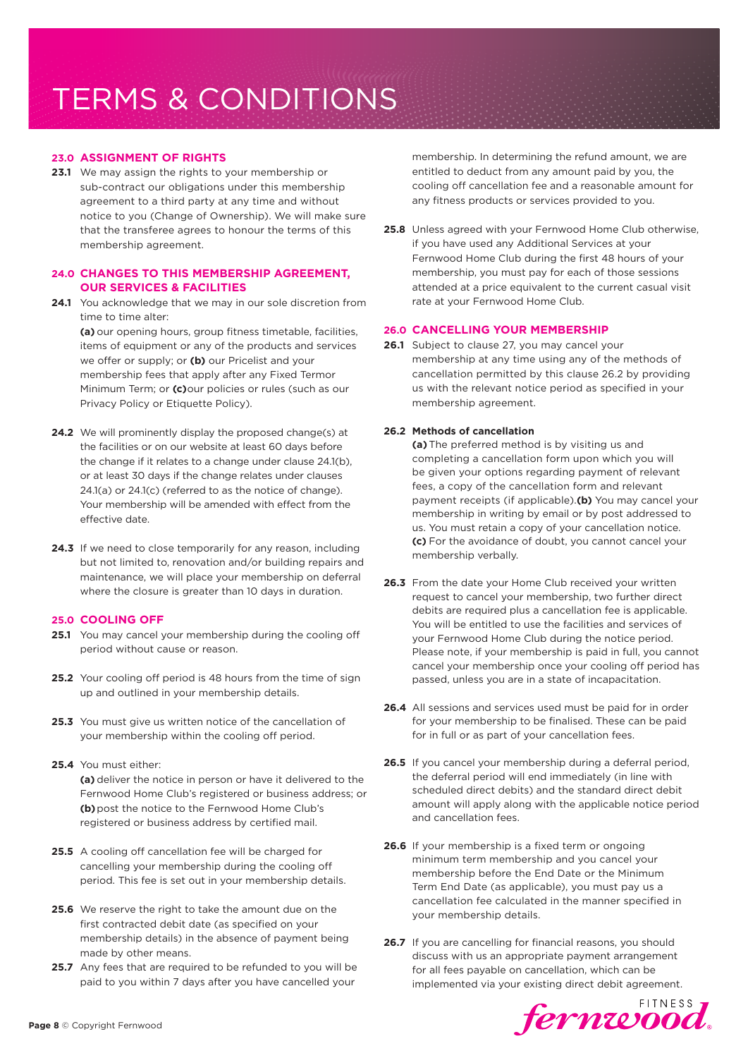# TERMS & CONDITIONS

## 23.0 ASSIGNMENT OF RIGHTS

**23.1** We may assign the rights to your membership or sub-contract our obligations under this membership agreement to a third party at any time and without notice to you (Change of Ownership). We will make sure that the transferee agrees to honour the terms of this membership agreement.

## 24.0 CHANGES TO THIS MEMBERSHIP AGREEMENT, OUR SERVICES & FACILITIES

**24.1** You acknowledge that we may in our sole discretion from time to time alter:
**(a)** our opening hours, group fitness timetable, facilities, items of equipment or any of the products and services we offer or supply; or **(b)** our Pricelist and your membership fees that apply after any Fixed Termor Minimum Term; or **(c)**our policies or rules (such as our Privacy Policy or Etiquette Policy).

**24.2** We will prominently display the proposed change(s) at the facilities or on our website at least 60 days before the change if it relates to a change under clause 24.1(b), or at least 30 days if the change relates under clauses 24.1(a) or 24.1(c) (referred to as the notice of change). Your membership will be amended with effect from the effective date.

**24.3** If we need to close temporarily for any reason, including but not limited to, renovation and/or building repairs and maintenance, we will place your membership on deferral where the closure is greater than 10 days in duration.

## 25.0 COOLING OFF

**25.1** You may cancel your membership during the cooling off period without cause or reason.

**25.2** Your cooling off period is 48 hours from the time of sign up and outlined in your membership details.

**25.3** You must give us written notice of the cancellation of your membership within the cooling off period.

**25.4** You must either:
**(a)** deliver the notice in person or have it delivered to the Fernwood Home Club's registered or business address; or
**(b)** post the notice to the Fernwood Home Club's registered or business address by certified mail.

**25.5** A cooling off cancellation fee will be charged for cancelling your membership during the cooling off period. This fee is set out in your membership details.

**25.6** We reserve the right to take the amount due on the first contracted debit date (as specified on your membership details) in the absence of payment being made by other means.

**25.7** Any fees that are required to be refunded to you will be paid to you within 7 days after you have cancelled your membership. In determining the refund amount, we are entitled to deduct from any amount paid by you, the cooling off cancellation fee and a reasonable amount for any fitness products or services provided to you.

**25.8** Unless agreed with your Fernwood Home Club otherwise, if you have used any Additional Services at your Fernwood Home Club during the first 48 hours of your membership, you must pay for each of those sessions attended at a price equivalent to the current casual visit rate at your Fernwood Home Club.

## 26.0 CANCELLING YOUR MEMBERSHIP

**26.1** Subject to clause 27, you may cancel your membership at any time using any of the methods of cancellation permitted by this clause 26.2 by providing us with the relevant notice period as specified in your membership agreement.

**26.2 Methods of cancellation**
**(a)** The preferred method is by visiting us and completing a cancellation form upon which you will be given your options regarding payment of relevant fees, a copy of the cancellation form and relevant payment receipts (if applicable).**(b)** You may cancel your membership in writing by email or by post addressed to us. You must retain a copy of your cancellation notice. **(c)** For the avoidance of doubt, you cannot cancel your membership verbally.

**26.3** From the date your Home Club received your written request to cancel your membership, two further direct debits are required plus a cancellation fee is applicable. You will be entitled to use the facilities and services of your Fernwood Home Club during the notice period. Please note, if your membership is paid in full, you cannot cancel your membership once your cooling off period has passed, unless you are in a state of incapacitation.

**26.4** All sessions and services used must be paid for in order for your membership to be finalised. These can be paid for in full or as part of your cancellation fees.

**26.5** If you cancel your membership during a deferral period, the deferral period will end immediately (in line with scheduled direct debits) and the standard direct debit amount will apply along with the applicable notice period and cancellation fees.

**26.6** If your membership is a fixed term or ongoing minimum term membership and you cancel your membership before the End Date or the Minimum Term End Date (as applicable), you must pay us a cancellation fee calculated in the manner specified in your membership details.

**26.7** If you are cancelling for financial reasons, you should discuss with us an appropriate payment arrangement for all fees payable on cancellation, which can be implemented via your existing direct debit agreement.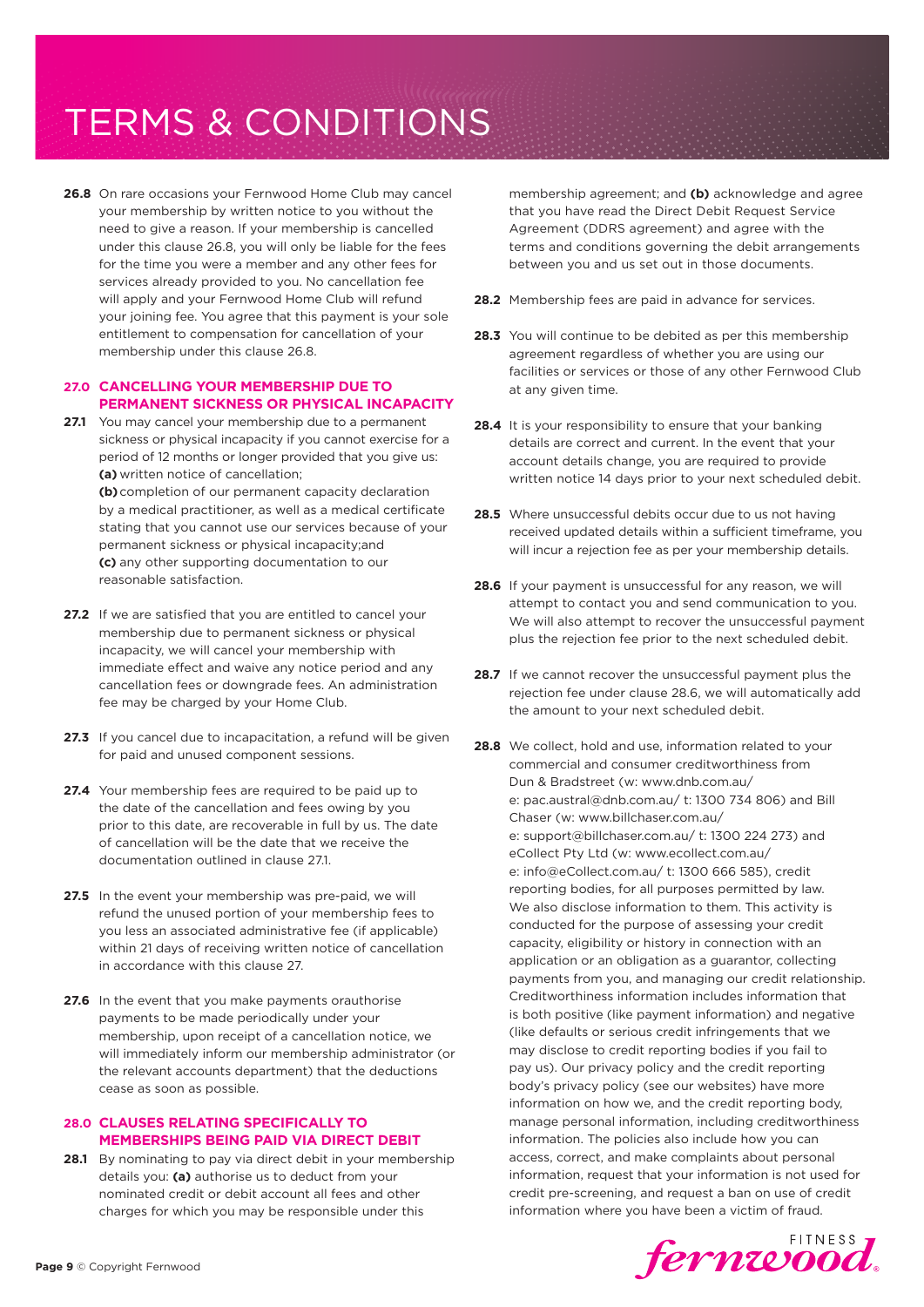# TERMS & CONDITIONS

**26.8** On rare occasions your Fernwood Home Club may cancel your membership by written notice to you without the need to give a reason. If your membership is cancelled under this clause 26.8, you will only be liable for the fees for the time you were a member and any other fees for services already provided to you. No cancellation fee will apply and your Fernwood Home Club will refund your joining fee. You agree that this payment is your sole entitlement to compensation for cancellation of your membership under this clause 26.8.

## 27.0 CANCELLING YOUR MEMBERSHIP DUE TO PERMANENT SICKNESS OR PHYSICAL INCAPACITY

**27.1** You may cancel your membership due to a permanent sickness or physical incapacity if you cannot exercise for a period of 12 months or longer provided that you give us:
**(a)** written notice of cancellation;
**(b)** completion of our permanent capacity declaration by a medical practitioner, as well as a medical certificate stating that you cannot use our services because of your permanent sickness or physical incapacity;and
**(c)** any other supporting documentation to our reasonable satisfaction.

**27.2** If we are satisfied that you are entitled to cancel your membership due to permanent sickness or physical incapacity, we will cancel your membership with immediate effect and waive any notice period and any cancellation fees or downgrade fees. An administration fee may be charged by your Home Club.

**27.3** If you cancel due to incapacitation, a refund will be given for paid and unused component sessions.

**27.4** Your membership fees are required to be paid up to the date of the cancellation and fees owing by you prior to this date, are recoverable in full by us. The date of cancellation will be the date that we receive the documentation outlined in clause 27.1.

**27.5** In the event your membership was pre-paid, we will refund the unused portion of your membership fees to you less an associated administrative fee (if applicable) within 21 days of receiving written notice of cancellation in accordance with this clause 27.

**27.6** In the event that you make payments orauthorise payments to be made periodically under your membership, upon receipt of a cancellation notice, we will immediately inform our membership administrator (or the relevant accounts department) that the deductions cease as soon as possible.

## 28.0 CLAUSES RELATING SPECIFICALLY TO MEMBERSHIPS BEING PAID VIA DIRECT DEBIT

**28.1** By nominating to pay via direct debit in your membership details you: **(a)** authorise us to deduct from your nominated credit or debit account all fees and other charges for which you may be responsible under this membership agreement; and **(b)** acknowledge and agree that you have read the Direct Debit Request Service Agreement (DDRS agreement) and agree with the terms and conditions governing the debit arrangements between you and us set out in those documents.

**28.2** Membership fees are paid in advance for services.

**28.3** You will continue to be debited as per this membership agreement regardless of whether you are using our facilities or services or those of any other Fernwood Club at any given time.

**28.4** It is your responsibility to ensure that your banking details are correct and current. In the event that your account details change, you are required to provide written notice 14 days prior to your next scheduled debit.

**28.5** Where unsuccessful debits occur due to us not having received updated details within a sufficient timeframe, you will incur a rejection fee as per your membership details.

**28.6** If your payment is unsuccessful for any reason, we will attempt to contact you and send communication to you. We will also attempt to recover the unsuccessful payment plus the rejection fee prior to the next scheduled debit.

**28.7** If we cannot recover the unsuccessful payment plus the rejection fee under clause 28.6, we will automatically add the amount to your next scheduled debit.

**28.8** We collect, hold and use, information related to your commercial and consumer creditworthiness from Dun & Bradstreet (w: www.dnb.com.au/ e: pac.austral@dnb.com.au/ t: 1300 734 806) and Bill Chaser (w: www.billchaser.com.au/ e: support@billchaser.com.au/ t: 1300 224 273) and eCollect Pty Ltd (w: www.ecollect.com.au/ e: info@eCollect.com.au/ t: 1300 666 585), credit reporting bodies, for all purposes permitted by law. We also disclose information to them. This activity is conducted for the purpose of assessing your credit capacity, eligibility or history in connection with an application or an obligation as a guarantor, collecting payments from you, and managing our credit relationship. Creditworthiness information includes information that is both positive (like payment information) and negative (like defaults or serious credit infringements that we may disclose to credit reporting bodies if you fail to pay us). Our privacy policy and the credit reporting body's privacy policy (see our websites) have more information on how we, and the credit reporting body, manage personal information, including creditworthiness information. The policies also include how you can access, correct, and make complaints about personal information, request that your information is not used for credit pre-screening, and request a ban on use of credit information where you have been a victim of fraud.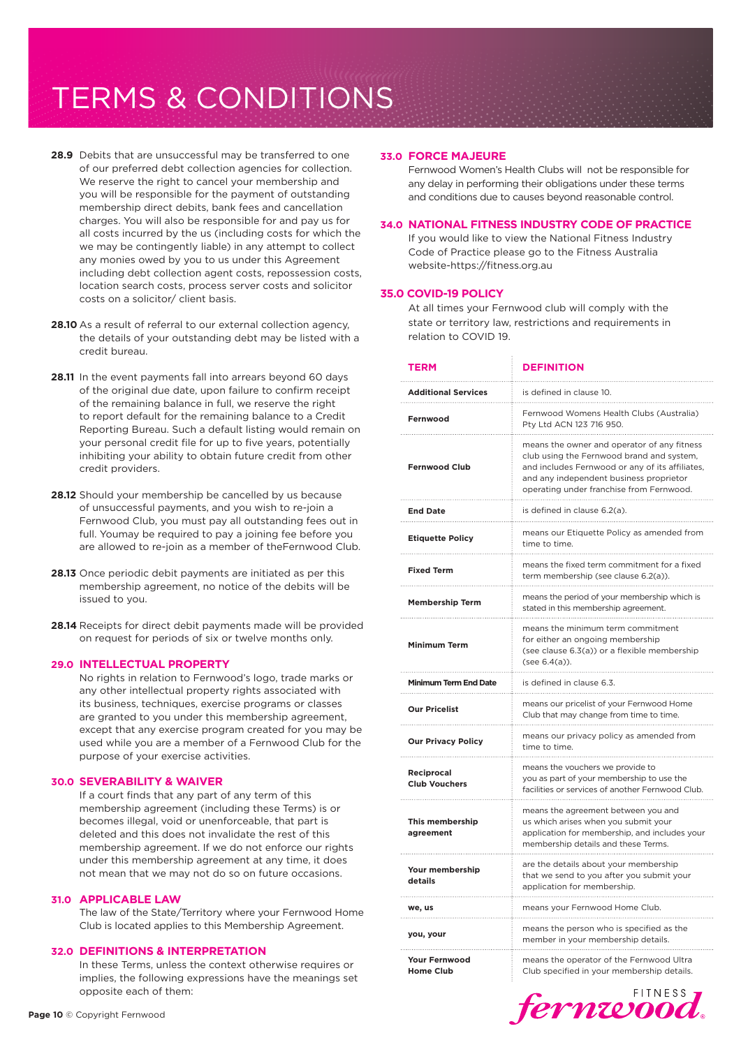# TERMS & CONDITIONS

**28.9** Debits that are unsuccessful may be transferred to one of our preferred debt collection agencies for collection. We reserve the right to cancel your membership and you will be responsible for the payment of outstanding membership direct debits, bank fees and cancellation charges. You will also be responsible for and pay us for all costs incurred by the us (including costs for which the we may be contingently liable) in any attempt to collect any monies owed by you to us under this Agreement including debt collection agent costs, repossession costs, location search costs, process server costs and solicitor costs on a solicitor/ client basis.

**28.10** As a result of referral to our external collection agency, the details of your outstanding debt may be listed with a credit bureau.

**28.11** In the event payments fall into arrears beyond 60 days of the original due date, upon failure to confirm receipt of the remaining balance in full, we reserve the right to report default for the remaining balance to a Credit Reporting Bureau. Such a default listing would remain on your personal credit file for up to five years, potentially inhibiting your ability to obtain future credit from other credit providers.

**28.12** Should your membership be cancelled by us because of unsuccessful payments, and you wish to re-join a Fernwood Club, you must pay all outstanding fees out in full. Youmay be required to pay a joining fee before you are allowed to re-join as a member of theFernwood Club.

**28.13** Once periodic debit payments are initiated as per this membership agreement, no notice of the debits will be issued to you.

**28.14** Receipts for direct debit payments made will be provided on request for periods of six or twelve months only.

## 29.0 INTELLECTUAL PROPERTY

No rights in relation to Fernwood's logo, trade marks or any other intellectual property rights associated with its business, techniques, exercise programs or classes are granted to you under this membership agreement, except that any exercise program created for you may be used while you are a member of a Fernwood Club for the purpose of your exercise activities.

## 30.0 SEVERABILITY & WAIVER

If a court finds that any part of any term of this membership agreement (including these Terms) is or becomes illegal, void or unenforceable, that part is deleted and this does not invalidate the rest of this membership agreement. If we do not enforce our rights under this membership agreement at any time, it does not mean that we may not do so on future occasions.

## 31.0 APPLICABLE LAW

The law of the State/Territory where your Fernwood Home Club is located applies to this Membership Agreement.

## 32.0 DEFINITIONS & INTERPRETATION

In these Terms, unless the context otherwise requires or implies, the following expressions have the meanings set opposite each of them:

## 33.0 FORCE MAJEURE

Fernwood Women's Health Clubs will not be responsible for any delay in performing their obligations under these terms and conditions due to causes beyond reasonable control.

## 34.0 NATIONAL FITNESS INDUSTRY CODE OF PRACTICE

If you would like to view the National Fitness Industry Code of Practice please go to the Fitness Australia website-https://fitness.org.au

## 35.0 COVID-19 POLICY

At all times your Fernwood club will comply with the state or territory law, restrictions and requirements in relation to COVID 19.

| TERM | DEFINITION |
|---|---|
| **Additional Services** | is defined in clause 10. |
| **Fernwood** | Fernwood Womens Health Clubs (Australia) Pty Ltd ACN 123 716 950. |
| **Fernwood Club** | means the owner and operator of any fitness club using the Fernwood brand and system, and includes Fernwood or any of its affiliates, and any independent business proprietor operating under franchise from Fernwood. |
| **End Date** | is defined in clause 6.2(a). |
| **Etiquette Policy** | means our Etiquette Policy as amended from time to time. |
| **Fixed Term** | means the fixed term commitment for a fixed term membership (see clause 6.2(a)). |
| **Membership Term** | means the period of your membership which is stated in this membership agreement. |
| **Minimum Term** | means the minimum term commitment for either an ongoing membership (see clause 6.3(a)) or a flexible membership (see 6.4(a)). |
| **Minimum Term End Date** | is defined in clause 6.3. |
| **Our Pricelist** | means our pricelist of your Fernwood Home Club that may change from time to time. |
| **Our Privacy Policy** | means our privacy policy as amended from time to time. |
| **Reciprocal Club Vouchers** | means the vouchers we provide to you as part of your membership to use the facilities or services of another Fernwood Club. |
| **This membership agreement** | means the agreement between you and us which arises when you submit your application for membership, and includes your membership details and these Terms. |
| **Your membership details** | are the details about your membership that we send to you after you submit your application for membership. |
| **we, us** | means your Fernwood Home Club. |
| **you, your** | means the person who is specified as the member in your membership details. |
| **Your Fernwood Home Club** | means the operator of the Fernwood Ultra Club specified in your membership details. |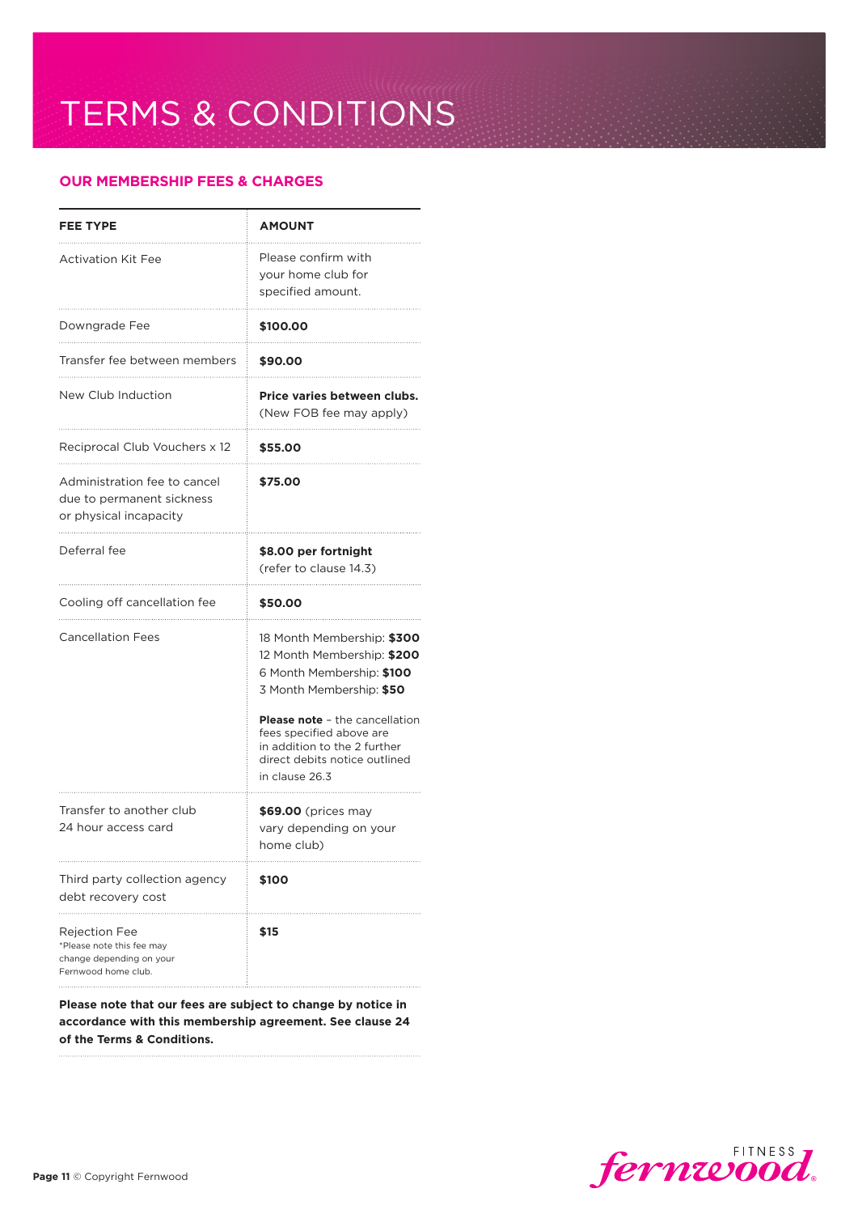# TERMS & CONDITIONS

## OUR MEMBERSHIP FEES & CHARGES

| FEE TYPE | AMOUNT |
|---|---|
| Activation Kit Fee | Please confirm with your home club for specified amount. |
| Downgrade Fee | **$100.00** |
| Transfer fee between members | **$90.00** |
| New Club Induction | **Price varies between clubs.** (New FOB fee may apply) |
| Reciprocal Club Vouchers x 12 | **$55.00** |
| Administration fee to cancel due to permanent sickness or physical incapacity | **$75.00** |
| Deferral fee | **$8.00 per fortnight** (refer to clause 14.3) |
| Cooling off cancellation fee | **$50.00** |
| Cancellation Fees | 18 Month Membership: **$300**<br>12 Month Membership: **$200**<br>6 Month Membership: **$100**<br>3 Month Membership: **$50**<br><br>**Please note** – the cancellation fees specified above are in addition to the 2 further direct debits notice outlined in clause 26.3 |
| Transfer to another club 24 hour access card | **$69.00** (prices may vary depending on your home club) |
| Third party collection agency debt recovery cost | **$100** |
| Rejection Fee<br>*Please note this fee may change depending on your Fernwood home club. | **$15** |

**Please note that our fees are subject to change by notice in accordance with this membership agreement. See clause 24 of the Terms & Conditions.**

© Copyright Fernwood